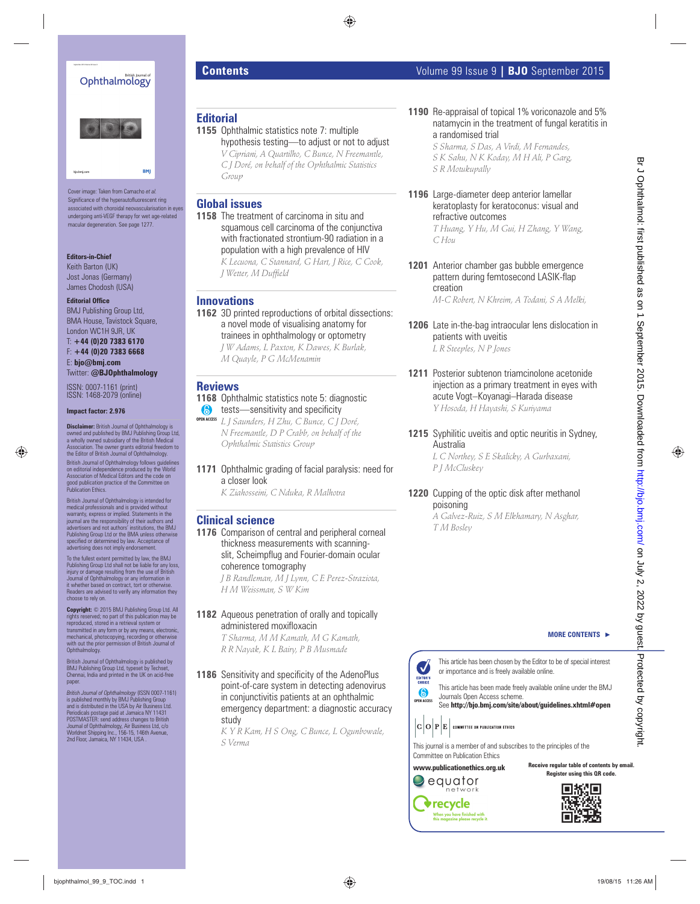# Contents

Volume 99 Issue 9 | **BJO** September 2015

Cover image: Taken from Camacho *et al.* Significance of the hyperautofluorescent ring associated with choroidal neovascularisation in eyes undergoing anti-VEGF therapy for wet age-related macular degeneration. See page 1277.

**Editors-in-Chief**
Keith Barton (UK)
Jost Jonas (Germany)
James Chodosh (USA)

**Editorial Office**
BMJ Publishing Group Ltd,
BMA House, Tavistock Square,
London WC1H 9JR, UK
T: **+44 (0)20 7383 6170**
F: **+44 (0)20 7383 6668**
E: **bjo@bmj.com**
Twitter: **@BJOphthalmology**

ISSN: 0007-1161 (print)
ISSN: 1468-2079 (online)

**Impact factor: 2.976**

**Disclaimer:** British Journal of Ophthalmology is owned and published by BMJ Publishing Group Ltd, a wholly owned subsidiary of the British Medical Association. The owner grants editorial freedom to the Editor of British Journal of Ophthalmology.

British Journal of Ophthalmology follows guidelines on editorial independence produced by the World Association of Medical Editors and the code on good publication practice of the Committee on Publication Ethics.

British Journal of Ophthalmology is intended for medical professionals and is provided without warranty, express or implied. Statements in the journal are the responsibility of their authors and advertisers and not authors' institutions, the BMJ Publishing Group Ltd or the BMA unless otherwise specified or determined by law. Acceptance of advertising does not imply endorsement.

To the fullest extent permitted by law, the BMJ Publishing Group Ltd shall not be liable for any loss, injury or damage resulting from the use of British Journal of Ophthalmology or any information in it whether based on contract, tort or otherwise. Readers are advised to verify any information they choose to rely on.

**Copyright:** © 2015 BMJ Publishing Group Ltd. All rights reserved; no part of this publication may be reproduced, stored in a retrieval system or transmitted in any form or by any means, electronic, mechanical, photocopying, recording or otherwise with out the prior permission of British Journal of Ophthalmology.

British Journal of Ophthalmology is published by BMJ Publishing Group Ltd, typeset by Techset, Chennai, India and printed in the UK on acid-free paper.

*British Journal of Ophthalmology* (ISSN 0007-1161) is published monthly by BMJ Publishing Group and is distributed in the USA by Air Business Ltd. Periodicals postage paid at Jamaica NY 11431 POSTMASTER: send address changes to British Journal of Ophthalmology, Air Business Ltd, c/o Worldnet Shipping Inc., 156-15, 146th Avenue, 2nd Floor, Jamaica, NY 11434, USA.

## Editorial

**1155** Ophthalmic statistics note 7: multiple hypothesis testing—to adjust or not to adjust
*V Cipriani, A Quartilho, C Bunce, N Freemantle, C J Doré, on behalf of the Ophthalmic Statistics Group*

## Global issues

**1158** The treatment of carcinoma in situ and squamous cell carcinoma of the conjunctiva with fractionated strontium-90 radiation in a population with a high prevalence of HIV
*K Lecuona, C Stannard, G Hart, J Rice, C Cook, J Wetter, M Duffield*

## Innovations

**1162** 3D printed reproductions of orbital dissections: a novel mode of visualising anatomy for trainees in ophthalmology or optometry
*J W Adams, L Paxton, K Dawes, K Burlak, M Quayle, P G McMenamin*

## Reviews

**1168** Ophthalmic statistics note 5: diagnostic tests—sensitivity and specificity (OPEN ACCESS)
*L J Saunders, H Zhu, C Bunce, C J Doré, N Freemantle, D P Crabb, on behalf of the Ophthalmic Statistics Group*

**1171** Ophthalmic grading of facial paralysis: need for a closer look
*K Ziahosseini, C Nduka, R Malhotra*

## Clinical science

**1176** Comparison of central and peripheral corneal thickness measurements with scanning-slit, Scheimpflug and Fourier-domain ocular coherence tomography
*J B Randleman, M J Lynn, C E Perez-Straziota, H M Weissman, S W Kim*

**1182** Aqueous penetration of orally and topically administered moxifloxacin
*T Sharma, M M Kamath, M G Kamath, R R Nayak, K L Bairy, P B Musmade*

**1186** Sensitivity and specificity of the AdenoPlus point-of-care system in detecting adenovirus in conjunctivitis patients at an ophthalmic emergency department: a diagnostic accuracy study
*K Y R Kam, H S Ong, C Bunce, L Ogunbowale, S Verma*

**1190** Re-appraisal of topical 1% voriconazole and 5% natamycin in the treatment of fungal keratitis in a randomised trial
*S Sharma, S Das, A Virdi, M Fernandes, S K Sahu, N K Koday, M H Ali, P Garg, S R Motukupally*

**1196** Large-diameter deep anterior lamellar keratoplasty for keratoconus: visual and refractive outcomes
*T Huang, Y Hu, M Gui, H Zhang, Y Wang, C Hou*

**1201** Anterior chamber gas bubble emergence pattern during femtosecond LASIK-flap creation
*M-C Robert, N Khreim, A Todani, S A Melki,*

**1206** Late in-the-bag intraocular lens dislocation in patients with uveitis
*L R Steeples, N P Jones*

**1211** Posterior subtenon triamcinolone acetonide injection as a primary treatment in eyes with acute Vogt–Koyanagi–Harada disease
*Y Hosoda, H Hayashi, S Kuriyama*

**1215** Syphilitic uveitis and optic neuritis in Sydney, Australia
*L C Northey, S E Skalicky, A Gurbaxani, P J McCluskey*

**1220** Cupping of the optic disk after methanol poisoning
*A Galvez-Ruiz, S M Elkhamary, N Asghar, T M Bosley*

**MORE CONTENTS ►**

This article has been chosen by the Editor to be of special interest or importance and is freely available online.

This article has been made freely available online under the BMJ Journals Open Access scheme.
See **http://bjo.bmj.com/site/about/guidelines.xhtml#open**

This journal is a member of and subscribes to the principles of the Committee on Publication Ethics
**www.publicationethics.org.uk**

**Receive regular table of contents by email. Register using this QR code.**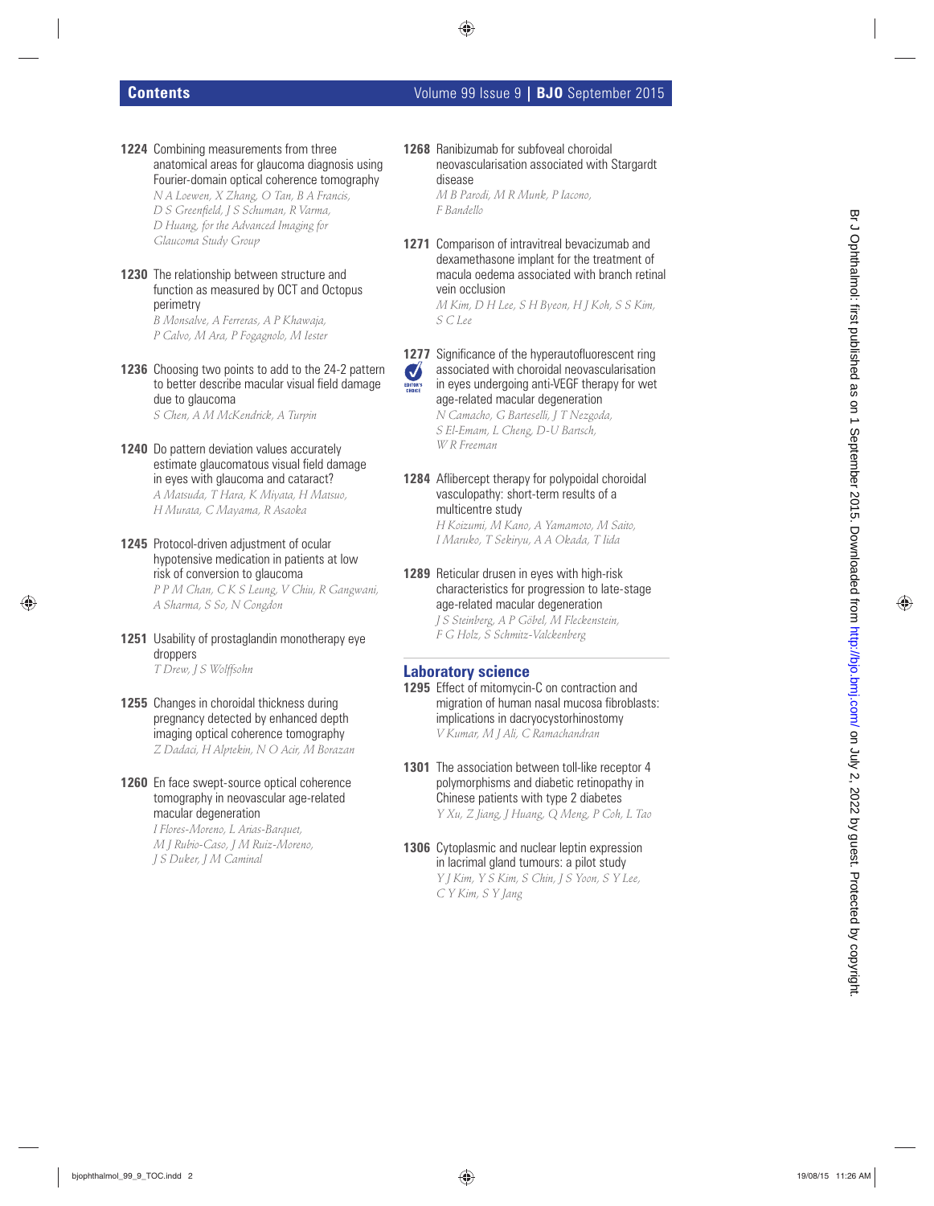## Contents

**1224** Combining measurements from three anatomical areas for glaucoma diagnosis using Fourier-domain optical coherence tomography
*N A Loewen, X Zhang, O Tan, B A Francis, D S Greenfield, J S Schuman, R Varma, D Huang, for the Advanced Imaging for Glaucoma Study Group*

**1230** The relationship between structure and function as measured by OCT and Octopus perimetry
*B Monsalve, A Ferreras, A P Khawaja, P Calvo, M Ara, P Fogagnolo, M Iester*

**1236** Choosing two points to add to the 24-2 pattern to better describe macular visual field damage due to glaucoma
*S Chen, A M McKendrick, A Turpin*

**1240** Do pattern deviation values accurately estimate glaucomatous visual field damage in eyes with glaucoma and cataract?
*A Matsuda, T Hara, K Miyata, H Matsuo, H Murata, C Mayama, R Asaoka*

**1245** Protocol-driven adjustment of ocular hypotensive medication in patients at low risk of conversion to glaucoma
*P P M Chan, C K S Leung, V Chiu, R Gangwani, A Sharma, S So, N Congdon*

**1251** Usability of prostaglandin monotherapy eye droppers
*T Drew, J S Wolffsohn*

**1255** Changes in choroidal thickness during pregnancy detected by enhanced depth imaging optical coherence tomography
*Z Dadaci, H Alptekin, N O Acir, M Borazan*

**1260** En face swept-source optical coherence tomography in neovascular age-related macular degeneration
*I Flores-Moreno, L Arias-Barquet, M J Rubio-Caso, J M Ruiz-Moreno, J S Duker, J M Caminal*

**1268** Ranibizumab for subfoveal choroidal neovascularisation associated with Stargardt disease
*M B Parodi, M R Munk, P Iacono, F Bandello*

**1271** Comparison of intravitreal bevacizumab and dexamethasone implant for the treatment of macula oedema associated with branch retinal vein occlusion
*M Kim, D H Lee, S H Byeon, H J Koh, S S Kim, S C Lee*

**1277** Significance of the hyperautofluorescent ring associated with choroidal neovascularisation in eyes undergoing anti-VEGF therapy for wet age-related macular degeneration
*N Camacho, G Barteselli, J T Nezgoda, S El-Emam, L Cheng, D-U Bartsch, W R Freeman*

**1284** Aflibercept therapy for polypoidal choroidal vasculopathy: short-term results of a multicentre study
*H Koizumi, M Kano, A Yamamoto, M Saito, I Maruko, T Sekiryu, A A Okada, T Iida*

**1289** Reticular drusen in eyes with high-risk characteristics for progression to late-stage age-related macular degeneration
*J S Steinberg, A P Göbel, M Fleckenstein, F G Holz, S Schmitz-Valckenberg*

### Laboratory science

**1295** Effect of mitomycin-C on contraction and migration of human nasal mucosa fibroblasts: implications in dacryocystorhinostomy
*V Kumar, M J Ali, C Ramachandran*

**1301** The association between toll-like receptor 4 polymorphisms and diabetic retinopathy in Chinese patients with type 2 diabetes
*Y Xu, Z Jiang, J Huang, Q Meng, P Coh, L Tao*

**1306** Cytoplasmic and nuclear leptin expression in lacrimal gland tumours: a pilot study
*Y J Kim, Y S Kim, S Chin, J S Yoon, S Y Lee, C Y Kim, S Y Jang*